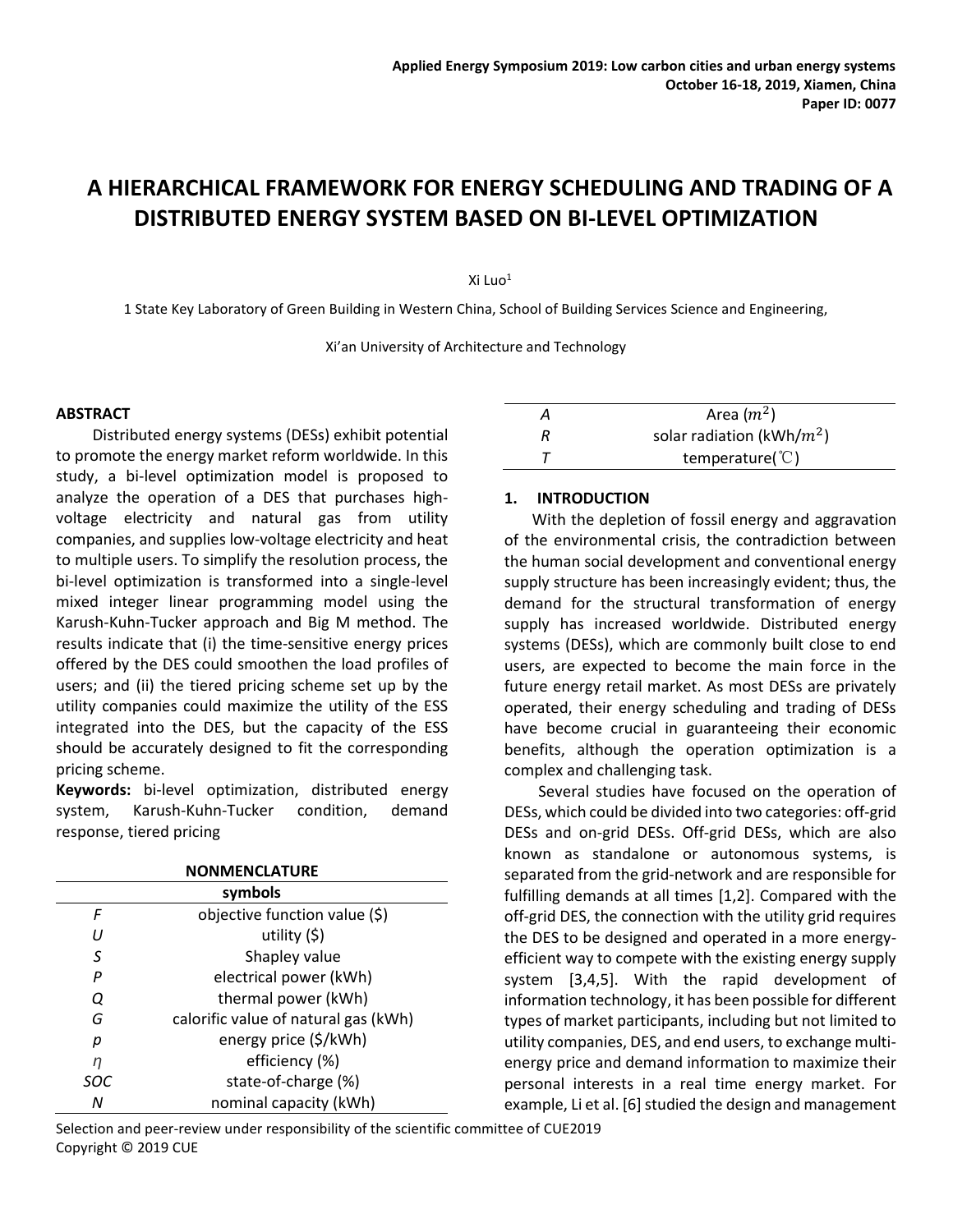# A HIERARCHICAL FRAMEWORK FOR ENERGY SCHEDULING AND TRADING OF A DISTRIBUTED ENERGY SYSTEM BASED ON BI-LEVEL OPTIMIZATION

Xi Luo[1]

1 State Key Laboratory of Green Building in Western China, School of Building Services Science and Engineering,

Xi'an University of Architecture and Technology

## ABSTRACT

Distributed energy systems (DESs) exhibit potential to promote the energy market reform worldwide. In this study, a bi-level optimization model is proposed to analyze the operation of a DES that purchases high-voltage electricity and natural gas from utility companies, and supplies low-voltage electricity and heat to multiple users. To simplify the resolution process, the bi-level optimization is transformed into a single-level mixed integer linear programming model using the Karush-Kuhn-Tucker approach and Big M method. The results indicate that (i) the time-sensitive energy prices offered by the DES could smoothen the load profiles of users; and (ii) the tiered pricing scheme set up by the utility companies could maximize the utility of the ESS integrated into the DES, but the capacity of the ESS should be accurately designed to fit the corresponding pricing scheme.

**Keywords:** bi-level optimization, distributed energy system, Karush-Kuhn-Tucker condition, demand response, tiered pricing

**NONMENCLATURE**

| symbols | |
|---|---|
| $F$ | objective function value ($) |
| $U$ | utility ($) |
| $S$ | Shapley value |
| $P$ | electrical power (kWh) |
| $Q$ | thermal power (kWh) |
| $G$ | calorific value of natural gas (kWh) |
| $p$ | energy price ($/kWh) |
| $\eta$ | efficiency (%) |
| $SOC$ | state-of-charge (%) |
| $N$ | nominal capacity (kWh) |
| $A$ | Area ($m^2$) |
| $R$ | solar radiation (kWh/$m^2$) |
| $T$ | temperature(℃) |

## 1. INTRODUCTION

With the depletion of fossil energy and aggravation of the environmental crisis, the contradiction between the human social development and conventional energy supply structure has been increasingly evident; thus, the demand for the structural transformation of energy supply has increased worldwide. Distributed energy systems (DESs), which are commonly built close to end users, are expected to become the main force in the future energy retail market. As most DESs are privately operated, their energy scheduling and trading of DESs have become crucial in guaranteeing their economic benefits, although the operation optimization is a complex and challenging task.

Several studies have focused on the operation of DESs, which could be divided into two categories: off-grid DESs and on-grid DESs. Off-grid DESs, which are also known as standalone or autonomous systems, is separated from the grid-network and are responsible for fulfilling demands at all times [1,2]. Compared with the off-grid DES, the connection with the utility grid requires the DES to be designed and operated in a more energy-efficient way to compete with the existing energy supply system [3,4,5]. With the rapid development of information technology, it has been possible for different types of market participants, including but not limited to utility companies, DES, and end users, to exchange multi-energy price and demand information to maximize their personal interests in a real time energy market. For example, Li et al. [6] studied the design and management

Selection and peer-review under responsibility of the scientific committee of CUE2019
Copyright © 2019 CUE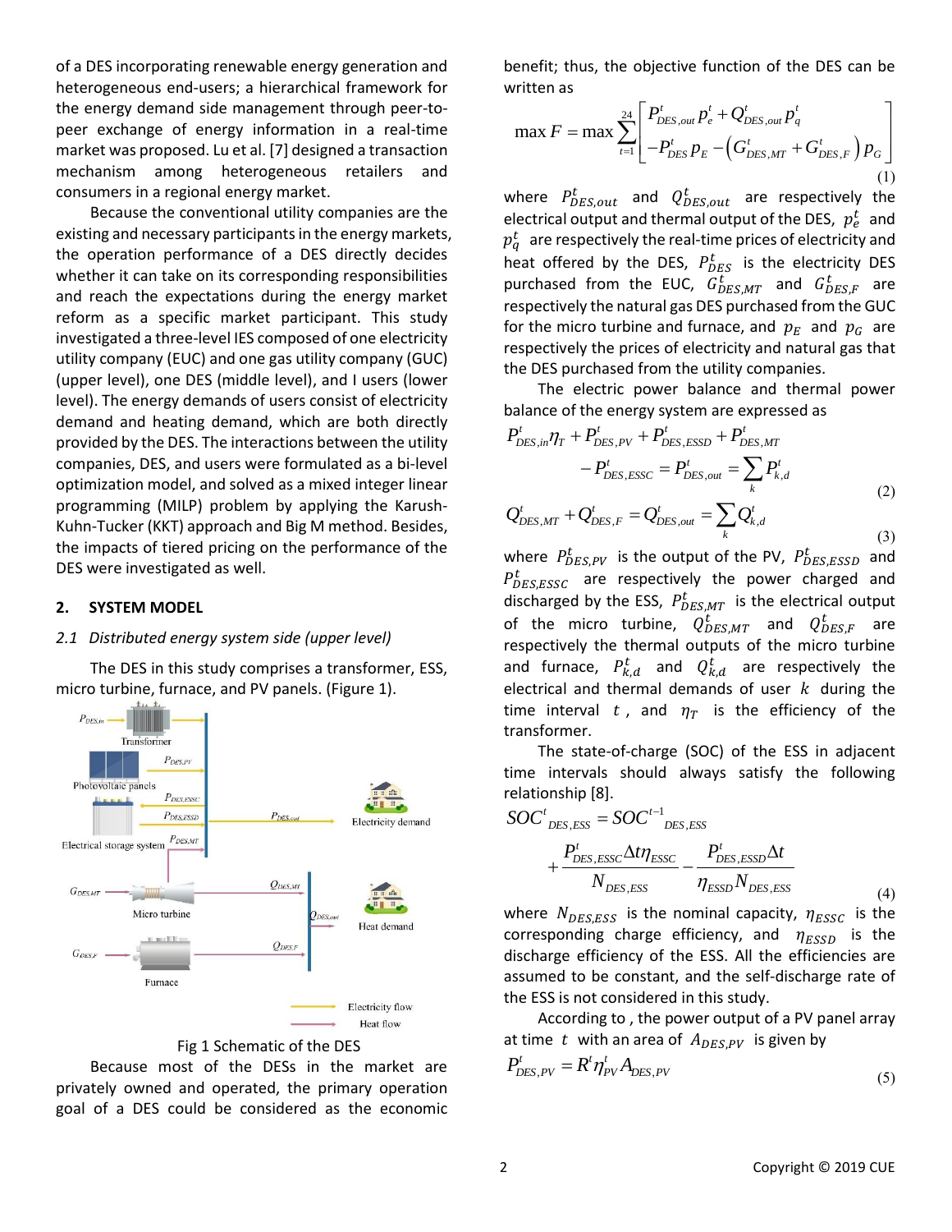of a DES incorporating renewable energy generation and heterogeneous end-users; a hierarchical framework for the energy demand side management through peer-to-peer exchange of energy information in a real-time market was proposed. Lu et al. [7] designed a transaction mechanism among heterogeneous retailers and consumers in a regional energy market.

Because the conventional utility companies are the existing and necessary participants in the energy markets, the operation performance of a DES directly decides whether it can take on its corresponding responsibilities and reach the expectations during the energy market reform as a specific market participant. This study investigated a three-level IES composed of one electricity utility company (EUC) and one gas utility company (GUC) (upper level), one DES (middle level), and I users (lower level). The energy demands of users consist of electricity demand and heating demand, which are both directly provided by the DES. The interactions between the utility companies, DES, and users were formulated as a bi-level optimization model, and solved as a mixed integer linear programming (MILP) problem by applying the Karush-Kuhn-Tucker (KKT) approach and Big M method. Besides, the impacts of tiered pricing on the performance of the DES were investigated as well.

## 2. SYSTEM MODEL

### *2.1 Distributed energy system side (upper level)*

The DES in this study comprises a transformer, ESS, micro turbine, furnace, and PV panels. (Figure 1).

Fig 1 Schematic of the DES

Because most of the DESs in the market are privately owned and operated, the primary operation goal of a DES could be considered as the economic benefit; thus, the objective function of the DES can be written as

$$\max F = \max \sum_{t=1}^{24} \left[ \begin{array}{l} P_{DES,out}^{t} p_{e}^{t} + Q_{DES,out}^{t} p_{q}^{t} \\ -P_{DES}^{t} p_{E} - \left( G_{DES,MT}^{t} + G_{DES,F}^{t} \right) p_{G} \end{array} \right] \tag{1}$$

where $P_{DES,out}^{t}$ and $Q_{DES,out}^{t}$ are respectively the electrical output and thermal output of the DES, $p_{e}^{t}$ and $p_{q}^{t}$ are respectively the real-time prices of electricity and heat offered by the DES, $P_{DES}^{t}$ is the electricity DES purchased from the EUC, $G_{DES,MT}^{t}$ and $G_{DES,F}^{t}$ are respectively the natural gas DES purchased from the GUC for the micro turbine and furnace, and $p_{E}$ and $p_{G}$ are respectively the prices of electricity and natural gas that the DES purchased from the utility companies.

The electric power balance and thermal power balance of the energy system are expressed as

$$P_{DES,in}^{t}\eta_{T} + P_{DES,PV}^{t} + P_{DES,ESSD}^{t} + P_{DES,MT}^{t} - P_{DES,ESSC}^{t} = P_{DES,out}^{t} = \sum_{k} P_{k,d}^{t} \tag{2}$$

$$Q_{DES,MT}^{t} + Q_{DES,F}^{t} = Q_{DES,out}^{t} = \sum_{k} Q_{k,d}^{t} \tag{3}$$

where $P_{DES,PV}^{t}$ is the output of the PV, $P_{DES,ESSD}^{t}$ and $P_{DES,ESSC}^{t}$ are respectively the power charged and discharged by the ESS, $P_{DES,MT}^{t}$ is the electrical output of the micro turbine, $Q_{DES,MT}^{t}$ and $Q_{DES,F}^{t}$ are respectively the thermal outputs of the micro turbine and furnace, $P_{k,d}^{t}$ and $Q_{k,d}^{t}$ are respectively the electrical and thermal demands of user $k$ during the time interval $t$, and $\eta_{T}$ is the efficiency of the transformer.

The state-of-charge (SOC) of the ESS in adjacent time intervals should always satisfy the following relationship [8].

$$SOC_{DES,ESS}^{t} = SOC_{DES,ESS}^{t-1} + \frac{P_{DES,ESSC}^{t}\Delta t \eta_{ESSC}}{N_{DES,ESS}} - \frac{P_{DES,ESSD}^{t}\Delta t}{\eta_{ESSD} N_{DES,ESS}} \tag{4}$$

where $N_{DES,ESS}$ is the nominal capacity, $\eta_{ESSC}$ is the corresponding charge efficiency, and $\eta_{ESSD}$ is the discharge efficiency of the ESS. All the efficiencies are assumed to be constant, and the self-discharge rate of the ESS is not considered in this study.

According to , the power output of a PV panel array at time $t$ with an area of $A_{DES,PV}$ is given by

$$P_{DES,PV}^{t} = R^{t}\eta_{PV}^{t} A_{DES,PV} \tag{5}$$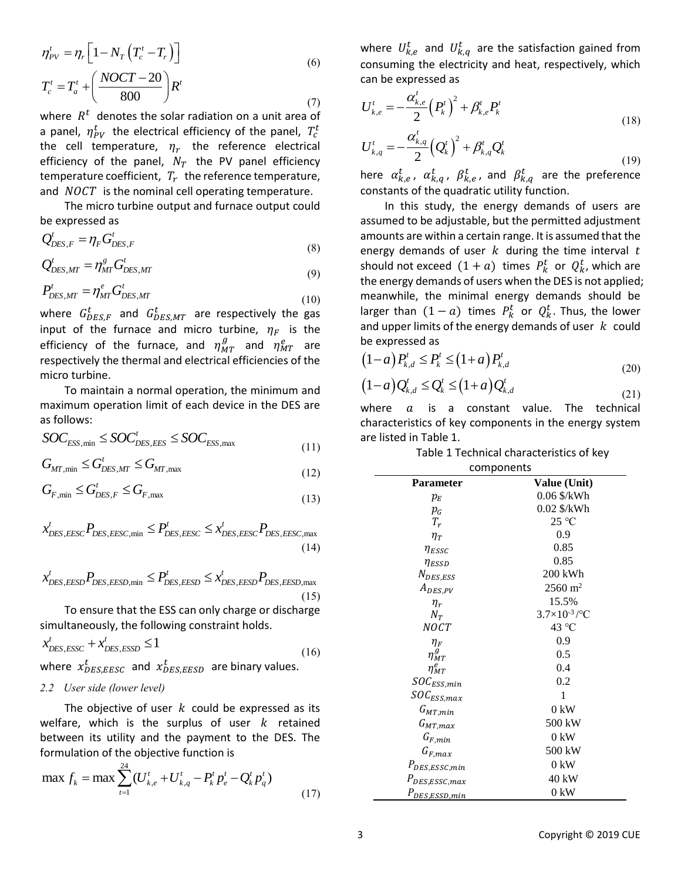$$\eta_{PV}^t = \eta_r \left[1 - N_T \left(T_c^t - T_r\right)\right] \tag{6}$$

$$T_c^t = T_a^t + \left(\frac{NOCT - 20}{800}\right) R^t \tag{7}$$

where $R^t$ denotes the solar radiation on a unit area of a panel, $\eta_{PV}^t$ the electrical efficiency of the panel, $T_c^t$ the cell temperature, $\eta_r$ the reference electrical efficiency of the panel, $N_T$ the PV panel efficiency temperature coefficient, $T_r$ the reference temperature, and $NOCT$ is the nominal cell operating temperature.

The micro turbine output and furnace output could be expressed as

$$Q_{DES,F}^t = \eta_F G_{DES,F}^t \tag{8}$$

$$Q_{DES,MT}^t = \eta_{MT}^g G_{DES,MT}^t \tag{9}$$

$$P_{DES,MT}^t = \eta_{MT}^e G_{DES,MT}^t \tag{10}$$

where $G_{DES,F}^t$ and $G_{DES,MT}^t$ are respectively the gas input of the furnace and micro turbine, $\eta_F$ is the efficiency of the furnace, and $\eta_{MT}^g$ and $\eta_{MT}^e$ are respectively the thermal and electrical efficiencies of the micro turbine.

To maintain a normal operation, the minimum and maximum operation limit of each device in the DES are as follows:

$$SOC_{ESS,\min} \le SOC_{DES,EES}^t \le SOC_{ESS,\max} \tag{11}$$

$$G_{MT,\min} \le G_{DES,MT}^t \le G_{MT,\max} \tag{12}$$

$$G_{F,\min} \le G_{DES,F}^t \le G_{F,\max} \tag{13}$$

$$x_{DES,EESC}^t P_{DES,EESC,\min} \le P_{DES,EESC}^t \le x_{DES,EESC}^t P_{DES,EESC,\max} \tag{14}$$

$$x_{DES,EESD}^t P_{DES,EESD,\min} \le P_{DES,EESD}^t \le x_{DES,EESD}^t P_{DES,EESD,\max} \tag{15}$$

To ensure that the ESS can only charge or discharge simultaneously, the following constraint holds.

$$x_{DES,ESSC}^t + x_{DES,ESSD}^t \le 1 \tag{16}$$

where $x_{DES,EESC}^t$ and $x_{DES,EESD}^t$ are binary values.

### *2.2 User side (lower level)*

The objective of user $k$ could be expressed as its welfare, which is the surplus of user $k$ retained between its utility and the payment to the DES. The formulation of the objective function is

$$\max f_k = \max \sum_{t=1}^{24} (U_{k,e}^t + U_{k,q}^t - P_k^t p_e^t - Q_k^t p_q^t) \tag{17}$$

where $U_{k,e}^t$ and $U_{k,q}^t$ are the satisfaction gained from consuming the electricity and heat, respectively, which can be expressed as

$$U_{k,e}^t = -\frac{\alpha_{k,e}^t}{2}\left(P_k^t\right)^2 + \beta_{k,e}^t P_k^t \tag{18}$$

$$U_{k,q}^t = -\frac{\alpha_{k,q}^t}{2}\left(Q_k^t\right)^2 + \beta_{k,q}^t Q_k^t \tag{19}$$

here $\alpha_{k,e}^t$, $\alpha_{k,q}^t$, $\beta_{k,e}^t$, and $\beta_{k,q}^t$ are the preference constants of the quadratic utility function.

In this study, the energy demands of users are assumed to be adjustable, but the permitted adjustment amounts are within a certain range. It is assumed that the energy demands of user $k$ during the time interval $t$ should not exceed $(1+a)$ times $P_k^t$ or $Q_k^t$, which are the energy demands of users when the DES is not applied; meanwhile, the minimal energy demands should be larger than $(1-a)$ times $P_k^t$ or $Q_k^t$. Thus, the lower and upper limits of the energy demands of user $k$ could be expressed as

$$\left(1-a\right)P_{k,d}^t \le P_k^t \le \left(1+a\right)P_{k,d}^t \tag{20}$$

$$\left(1-a\right)Q_{k,d}^t \le Q_k^t \le \left(1+a\right)Q_{k,d}^t \tag{21}$$

where $a$ is a constant value. The technical characteristics of key components in the energy system are listed in Table 1.

Table 1 Technical characteristics of key components

| Parameter | Value (Unit) |
|---|---|
| $p_E$ | 0.06 \$/kWh |
| $p_G$ | 0.02 \$/kWh |
| $T_r$ | 25 °C |
| $\eta_T$ | 0.9 |
| $\eta_{ESSC}$ | 0.85 |
| $\eta_{ESSD}$ | 0.85 |
| $N_{DES,ESS}$ | 200 kWh |
| $A_{DES,PV}$ | 2560 m$^2$ |
| $\eta_r$ | 15.5% |
| $N_T$ | $3.7\times10^{-3}$ /°C |
| $NOCT$ | 43 °C |
| $\eta_F$ | 0.9 |
| $\eta_{MT}^g$ | 0.5 |
| $\eta_{MT}^e$ | 0.4 |
| $SOC_{ESS,min}$ | 0.2 |
| $SOC_{ESS,max}$ | 1 |
| $G_{MT,min}$ | 0 kW |
| $G_{MT,max}$ | 500 kW |
| $G_{F,min}$ | 0 kW |
| $G_{F,max}$ | 500 kW |
| $P_{DES,ESSC,min}$ | 0 kW |
| $P_{DES,ESSC,max}$ | 40 kW |
| $P_{DES,ESSD,min}$ | 0 kW |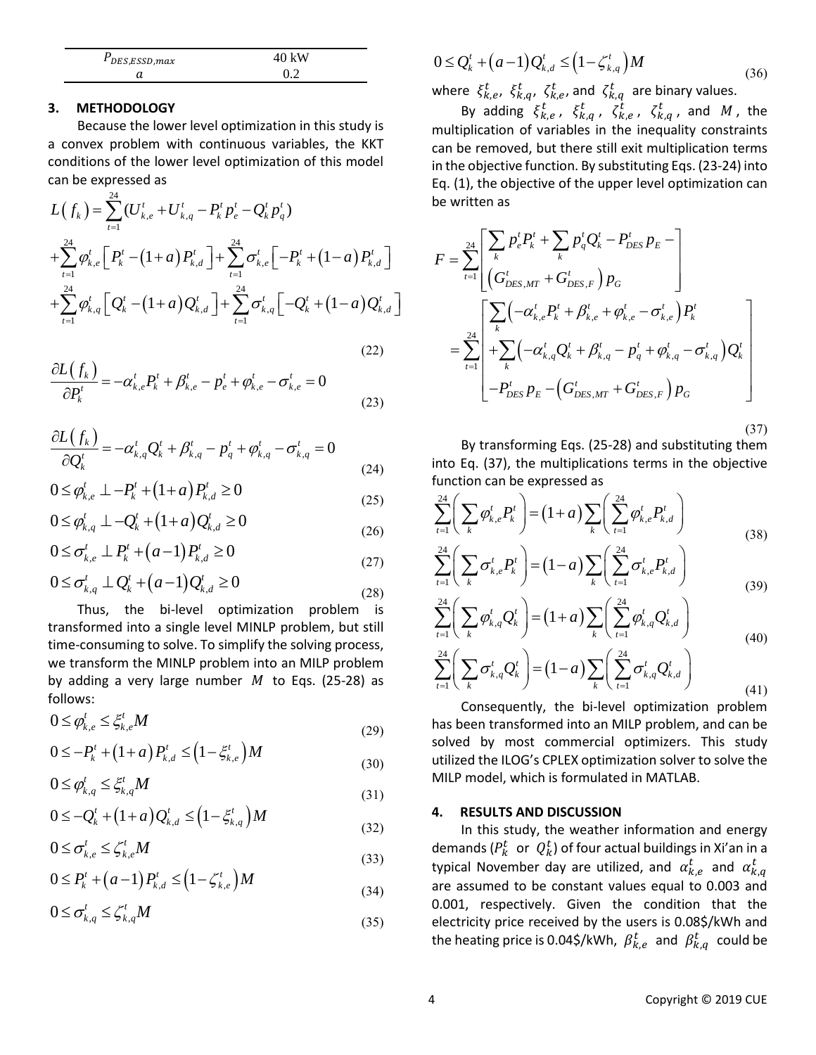| $P_{DES,ESSD,max}$ | 40 kW |
| --- | --- |
| $a$ | 0.2 |

## 3. METHODOLOGY

Because the lower level optimization in this study is a convex problem with continuous variables, the KKT conditions of the lower level optimization of this model can be expressed as

$$
\begin{aligned}
L\left(f_k\right) &= \sum_{t=1}^{24}(U_{k,e}^t + U_{k,q}^t - P_k^t p_e^t - Q_k^t p_q^t) \\
&+ \sum_{t=1}^{24}\varphi_{k,e}^t\left[P_k^t - (1+a)P_{k,d}^t\right] + \sum_{t=1}^{24}\sigma_{k,e}^t\left[-P_k^t + (1-a)P_{k,d}^t\right] \\
&+ \sum_{t=1}^{24}\varphi_{k,q}^t\left[Q_k^t - (1+a)Q_{k,d}^t\right] + \sum_{t=1}^{24}\sigma_{k,q}^t\left[-Q_k^t + (1-a)Q_{k,d}^t\right]
\end{aligned}
\tag{22}
$$

$$
\frac{\partial L\left(f_k\right)}{\partial P_k^t} = -\alpha_{k,e}^t P_k^t + \beta_{k,e}^t - p_e^t + \varphi_{k,e}^t - \sigma_{k,e}^t = 0 \tag{23}
$$

$$
\frac{\partial L\left(f_k\right)}{\partial Q_k^t} = -\alpha_{k,q}^t Q_k^t + \beta_{k,q}^t - p_q^t + \varphi_{k,q}^t - \sigma_{k,q}^t = 0 \tag{24}
$$

$$
0 \le \varphi_{k,e}^t \perp -P_k^t + (1+a)P_{k,d}^t \ge 0 \tag{25}
$$

$$
0 \le \varphi_{k,q}^t \perp -Q_k^t + (1+a)Q_{k,d}^t \ge 0 \tag{26}
$$

$$
0 \le \sigma_{k,e}^t \perp P_k^t + (a-1)P_{k,d}^t \ge 0 \tag{27}
$$

$$
0 \le \sigma_{k,q}^t \perp Q_k^t + (a-1)Q_{k,d}^t \ge 0 \tag{28}
$$

Thus, the bi-level optimization problem is transformed into a single level MINLP problem, but still time-consuming to solve. To simplify the solving process, we transform the MINLP problem into an MILP problem by adding a very large number $M$ to Eqs. (25-28) as follows:

$$
0 \le \varphi_{k,e}^t \le \xi_{k,e}^t M \tag{29}
$$

$$
0 \le -P_k^t + (1+a)P_{k,d}^t \le \left(1-\xi_{k,e}^t\right)M \tag{30}
$$

$$
0 \le \varphi_{k,q}^t \le \xi_{k,q}^t M \tag{31}
$$

$$
0 \le -Q_k^t + (1+a)Q_{k,d}^t \le \left(1-\xi_{k,q}^t\right)M \tag{32}
$$

$$
0 \le \sigma_{k,e}^t \le \zeta_{k,e}^t M \tag{33}
$$

$$
0 \le P_k^t + (a-1)P_{k,d}^t \le \left(1-\zeta_{k,e}^t\right)M \tag{34}
$$

$$
0 \le \sigma_{k,q}^t \le \zeta_{k,q}^t M \tag{35}
$$

$$
0 \le Q_k^t + (a-1)Q_{k,d}^t \le \left(1-\zeta_{k,q}^t\right)M \tag{36}
$$

where $\xi_{k,e}^t$, $\xi_{k,q}^t$, $\zeta_{k,e}^t$, and $\zeta_{k,q}^t$ are binary values.

By adding $\xi_{k,e}^t$, $\xi_{k,q}^t$, $\zeta_{k,e}^t$, $\zeta_{k,q}^t$, and $M$, the multiplication of variables in the inequality constraints can be removed, but there still exit multiplication terms in the objective function. By substituting Eqs. (23-24) into Eq. (1), the objective of the upper level optimization can be written as

$$
\begin{aligned}
F &= \sum_{t=1}^{24}\left[\begin{array}{l}\sum_k p_e^t P_k^t + \sum_k p_q^t Q_k^t - P_{DES}^t p_E - \\ \left(G_{DES,MT}^t + G_{DES,F}^t\right)p_G\end{array}\right] \\
&= \sum_{t=1}^{24}\left[\begin{array}{l}\sum_k\left(-\alpha_{k,e}^t P_k^t + \beta_{k,e}^t + \varphi_{k,e}^t - \sigma_{k,e}^t\right)P_k^t \\ +\sum_k\left(-\alpha_{k,q}^t Q_k^t + \beta_{k,q}^t - p_q^t + \varphi_{k,q}^t - \sigma_{k,q}^t\right)Q_k^t \\ -P_{DES}^t p_E - \left(G_{DES,MT}^t + G_{DES,F}^t\right)p_G\end{array}\right]
\end{aligned}
\tag{37}
$$

By transforming Eqs. (25-28) and substituting them into Eq. (37), the multiplications terms in the objective function can be expressed as

$$
\sum_{t=1}^{24}\left(\sum_k \varphi_{k,e}^t P_k^t\right) = (1+a)\sum_k\left(\sum_{t=1}^{24}\varphi_{k,e}^t P_{k,d}^t\right) \tag{38}
$$

$$
\sum_{t=1}^{24}\left(\sum_k \sigma_{k,e}^t P_k^t\right) = (1-a)\sum_k\left(\sum_{t=1}^{24}\sigma_{k,e}^t P_{k,d}^t\right) \tag{39}
$$

$$
\sum_{t=1}^{24}\left(\sum_k \varphi_{k,q}^t Q_k^t\right) = (1+a)\sum_k\left(\sum_{t=1}^{24}\varphi_{k,q}^t Q_{k,d}^t\right) \tag{40}
$$

$$
\sum_{t=1}^{24}\left(\sum_k \sigma_{k,q}^t Q_k^t\right) = (1-a)\sum_k\left(\sum_{t=1}^{24}\sigma_{k,q}^t Q_{k,d}^t\right) \tag{41}
$$

Consequently, the bi-level optimization problem has been transformed into an MILP problem, and can be solved by most commercial optimizers. This study utilized the ILOG's CPLEX optimization solver to solve the MILP model, which is formulated in MATLAB.

## 4. RESULTS AND DISCUSSION

In this study, the weather information and energy demands ($P_k^t$ or $Q_k^t$) of four actual buildings in Xi'an in a typical November day are utilized, and $\alpha_{k,e}^t$ and $\alpha_{k,q}^t$ are assumed to be constant values equal to 0.003 and 0.001, respectively. Given the condition that the electricity price received by the users is 0.08$/kWh and the heating price is 0.04$/kWh, $\beta_{k,e}^t$ and $\beta_{k,q}^t$ could be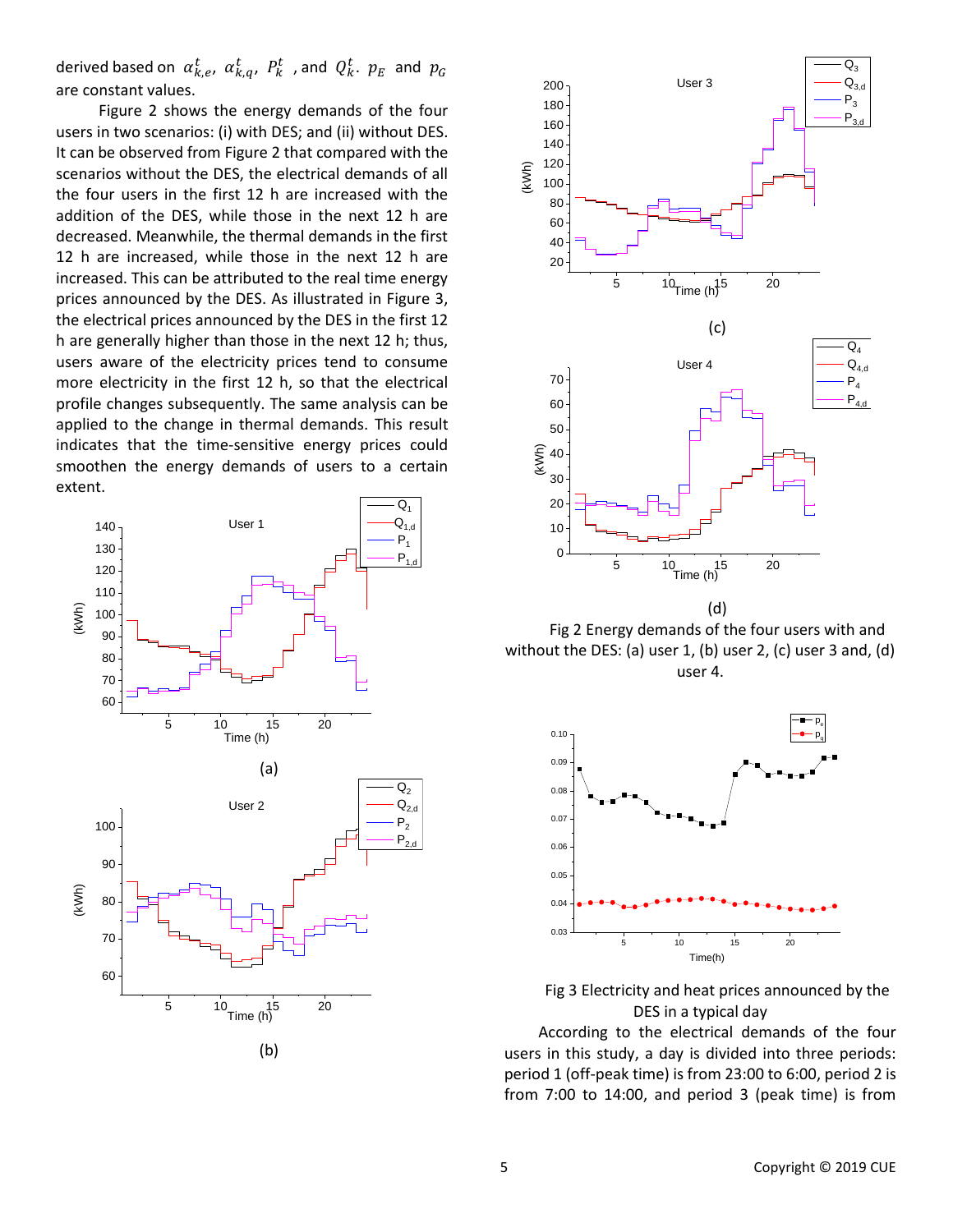derived based on $\alpha_{k,e}^{t}$, $\alpha_{k,q}^{t}$, $P_k^t$ , and $Q_k^t$. $p_E$ and $p_G$ are constant values.

Figure 2 shows the energy demands of the four users in two scenarios: (i) with DES; and (ii) without DES. It can be observed from Figure 2 that compared with the scenarios without the DES, the electrical demands of all the four users in the first 12 h are increased with the addition of the DES, while those in the next 12 h are decreased. Meanwhile, the thermal demands in the first 12 h are increased, while those in the next 12 h are increased. This can be attributed to the real time energy prices announced by the DES. As illustrated in Figure 3, the electrical prices announced by the DES in the first 12 h are generally higher than those in the next 12 h; thus, users aware of the electricity prices tend to consume more electricity in the first 12 h, so that the electrical profile changes subsequently. The same analysis can be applied to the change in thermal demands. This result indicates that the time-sensitive energy prices could smoothen the energy demands of users to a certain extent.

(a)

(b)

(c)

(d)

Fig 2 Energy demands of the four users with and without the DES: (a) user 1, (b) user 2, (c) user 3 and, (d) user 4.

Fig 3 Electricity and heat prices announced by the DES in a typical day

According to the electrical demands of the four users in this study, a day is divided into three periods: period 1 (off-peak time) is from 23:00 to 6:00, period 2 is from 7:00 to 14:00, and period 3 (peak time) is from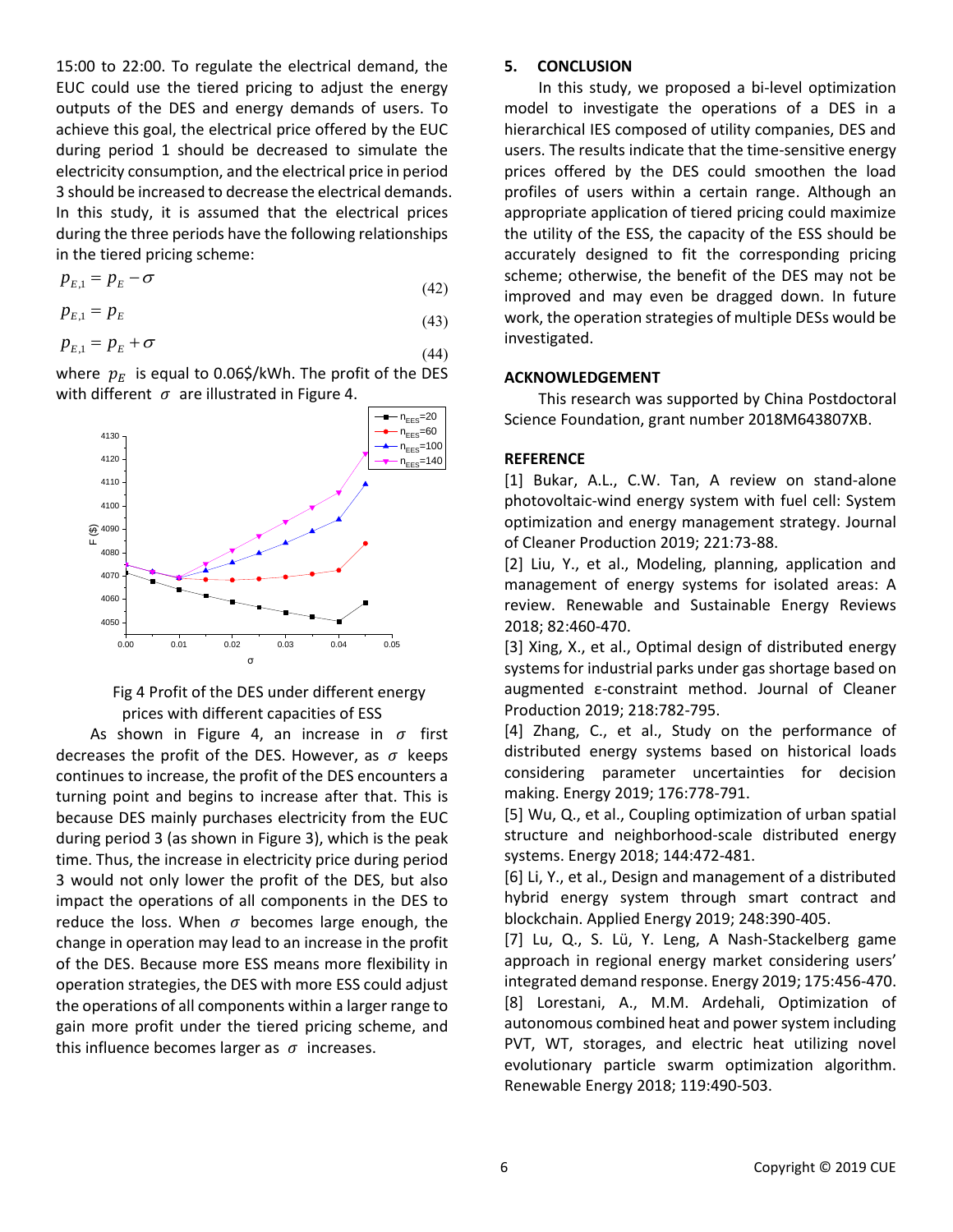15:00 to 22:00. To regulate the electrical demand, the EUC could use the tiered pricing to adjust the energy outputs of the DES and energy demands of users. To achieve this goal, the electrical price offered by the EUC during period 1 should be decreased to simulate the electricity consumption, and the electrical price in period 3 should be increased to decrease the electrical demands. In this study, it is assumed that the electrical prices during the three periods have the following relationships in the tiered pricing scheme:

$$p_{E,1} = p_E - \sigma \tag{42}$$

$$p_{E,1} = p_E \tag{43}$$

$$p_{E,1} = p_E + \sigma \tag{44}$$

where $p_E$ is equal to 0.06$/kWh. The profit of the DES with different $\sigma$ are illustrated in Figure 4.

$n_{EES}$=20
$n_{EES}$=60
$n_{EES}$=100
$n_{EES}$=140
F ($)
4050
4060
4070
4080
4090
4100
4110
4120
4130
σ
0.00
0.01
0.02
0.03
0.04
0.05

Fig 4 Profit of the DES under different energy prices with different capacities of ESS

As shown in Figure 4, an increase in $\sigma$ first decreases the profit of the DES. However, as $\sigma$ keeps continues to increase, the profit of the DES encounters a turning point and begins to increase after that. This is because DES mainly purchases electricity from the EUC during period 3 (as shown in Figure 3), which is the peak time. Thus, the increase in electricity price during period 3 would not only lower the profit of the DES, but also impact the operations of all components in the DES to reduce the loss. When $\sigma$ becomes large enough, the change in operation may lead to an increase in the profit of the DES. Because more ESS means more flexibility in operation strategies, the DES with more ESS could adjust the operations of all components within a larger range to gain more profit under the tiered pricing scheme, and this influence becomes larger as $\sigma$ increases.

## 5. CONCLUSION

In this study, we proposed a bi-level optimization model to investigate the operations of a DES in a hierarchical IES composed of utility companies, DES and users. The results indicate that the time-sensitive energy prices offered by the DES could smoothen the load profiles of users within a certain range. Although an appropriate application of tiered pricing could maximize the utility of the ESS, the capacity of the ESS should be accurately designed to fit the corresponding pricing scheme; otherwise, the benefit of the DES may not be improved and may even be dragged down. In future work, the operation strategies of multiple DESs would be investigated.

## ACKNOWLEDGEMENT

This research was supported by China Postdoctoral Science Foundation, grant number 2018M643807XB.

## REFERENCE

[1] Bukar, A.L., C.W. Tan, A review on stand-alone photovoltaic-wind energy system with fuel cell: System optimization and energy management strategy. Journal of Cleaner Production 2019; 221:73-88.

[2] Liu, Y., et al., Modeling, planning, application and management of energy systems for isolated areas: A review. Renewable and Sustainable Energy Reviews 2018; 82:460-470.

[3] Xing, X., et al., Optimal design of distributed energy systems for industrial parks under gas shortage based on augmented ε-constraint method. Journal of Cleaner Production 2019; 218:782-795.

[4] Zhang, C., et al., Study on the performance of distributed energy systems based on historical loads considering parameter uncertainties for decision making. Energy 2019; 176:778-791.

[5] Wu, Q., et al., Coupling optimization of urban spatial structure and neighborhood-scale distributed energy systems. Energy 2018; 144:472-481.

[6] Li, Y., et al., Design and management of a distributed hybrid energy system through smart contract and blockchain. Applied Energy 2019; 248:390-405.

[7] Lu, Q., S. Lü, Y. Leng, A Nash-Stackelberg game approach in regional energy market considering users' integrated demand response. Energy 2019; 175:456-470.

[8] Lorestani, A., M.M. Ardehali, Optimization of autonomous combined heat and power system including PVT, WT, storages, and electric heat utilizing novel evolutionary particle swarm optimization algorithm. Renewable Energy 2018; 119:490-503.